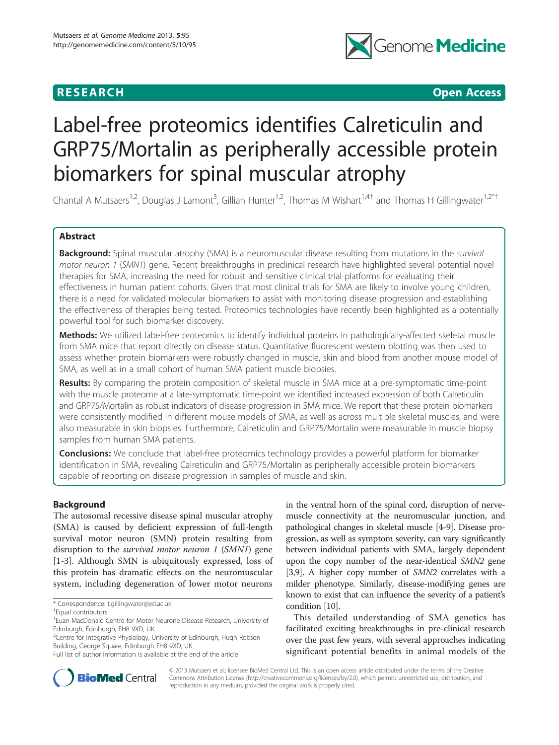RESEARCH Open Access

# Label-free proteomics identifies Calreticulin and GRP75/Mortalin as peripherally accessible protein biomarkers for spinal muscular atrophy

Chantal A Mutsaers[1,2], Douglas J Lamont[3], Gillian Hunter[1,2], Thomas M Wishart[1,4†] and Thomas H Gillingwater[1,2*†]

## Abstract

**Background:** Spinal muscular atrophy (SMA) is a neuromuscular disease resulting from mutations in the *survival motor neuron 1* (*SMN1*) gene. Recent breakthroughs in preclinical research have highlighted several potential novel therapies for SMA, increasing the need for robust and sensitive clinical trial platforms for evaluating their effectiveness in human patient cohorts. Given that most clinical trials for SMA are likely to involve young children, there is a need for validated molecular biomarkers to assist with monitoring disease progression and establishing the effectiveness of therapies being tested. Proteomics technologies have recently been highlighted as a potentially powerful tool for such biomarker discovery.

**Methods:** We utilized label-free proteomics to identify individual proteins in pathologically-affected skeletal muscle from SMA mice that report directly on disease status. Quantitative fluorescent western blotting was then used to assess whether protein biomarkers were robustly changed in muscle, skin and blood from another mouse model of SMA, as well as in a small cohort of human SMA patient muscle biopsies.

**Results:** By comparing the protein composition of skeletal muscle in SMA mice at a pre-symptomatic time-point with the muscle proteome at a late-symptomatic time-point we identified increased expression of both Calreticulin and GRP75/Mortalin as robust indicators of disease progression in SMA mice. We report that these protein biomarkers were consistently modified in different mouse models of SMA, as well as across multiple skeletal muscles, and were also measurable in skin biopsies. Furthermore, Calreticulin and GRP75/Mortalin were measurable in muscle biopsy samples from human SMA patients.

**Conclusions:** We conclude that label-free proteomics technology provides a powerful platform for biomarker identification in SMA, revealing Calreticulin and GRP75/Mortalin as peripherally accessible protein biomarkers capable of reporting on disease progression in samples of muscle and skin.

## Background

The autosomal recessive disease spinal muscular atrophy (SMA) is caused by deficient expression of full-length survival motor neuron (SMN) protein resulting from disruption to the *survival motor neuron 1* (*SMN1*) gene [1-3]. Although SMN is ubiquitously expressed, loss of this protein has dramatic effects on the neuromuscular system, including degeneration of lower motor neurons in the ventral horn of the spinal cord, disruption of nerve-muscle connectivity at the neuromuscular junction, and pathological changes in skeletal muscle [4-9]. Disease progression, as well as symptom severity, can vary significantly between individual patients with SMA, largely dependent upon the copy number of the near-identical *SMN2* gene [3,9]. A higher copy number of *SMN2* correlates with a milder phenotype. Similarly, disease-modifying genes are known to exist that can influence the severity of a patient's condition [10].

This detailed understanding of SMA genetics has facilitated exciting breakthroughs in pre-clinical research over the past few years, with several approaches indicating significant potential benefits in animal models of the

\* Correspondence: t.gillingwater@ed.ac.uk
†Equal contributors
[1]Euan MacDonald Centre for Motor Neurone Disease Research, University of Edinburgh, Edinburgh, EH8 9XD, UK
[2]Centre for Integrative Physiology, University of Edinburgh, Hugh Robson Building, George Square, Edinburgh EH8 9XD, UK
Full list of author information is available at the end of the article

© 2013 Mutsaers et al.; licensee BioMed Central Ltd. This is an open access article distributed under the terms of the Creative Commons Attribution License (http://creativecommons.org/licenses/by/2.0), which permits unrestricted use, distribution, and reproduction in any medium, provided the original work is properly cited.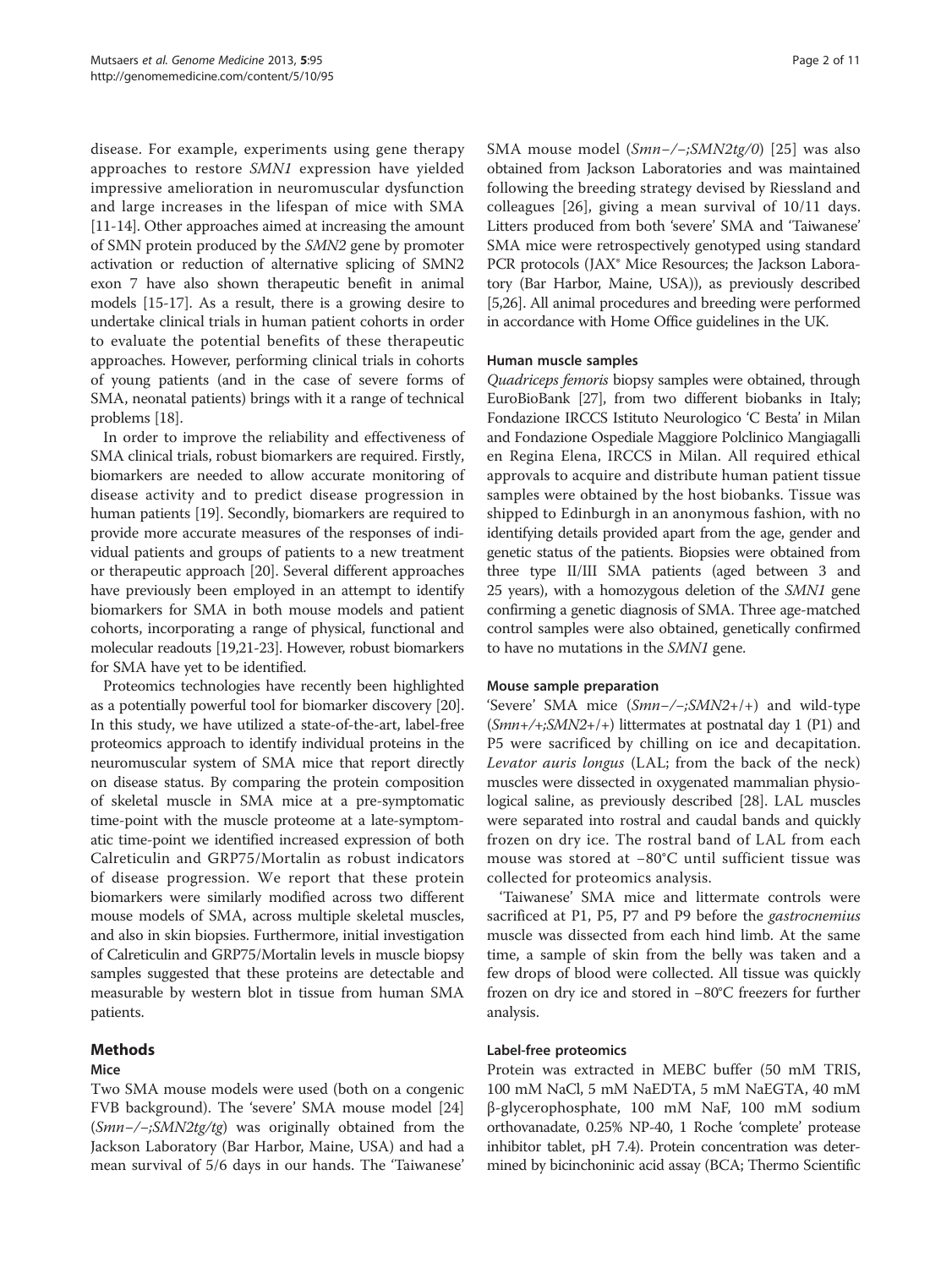disease. For example, experiments using gene therapy approaches to restore *SMN1* expression have yielded impressive amelioration in neuromuscular dysfunction and large increases in the lifespan of mice with SMA [11-14]. Other approaches aimed at increasing the amount of SMN protein produced by the *SMN2* gene by promoter activation or reduction of alternative splicing of SMN2 exon 7 have also shown therapeutic benefit in animal models [15-17]. As a result, there is a growing desire to undertake clinical trials in human patient cohorts in order to evaluate the potential benefits of these therapeutic approaches. However, performing clinical trials in cohorts of young patients (and in the case of severe forms of SMA, neonatal patients) brings with it a range of technical problems [18].

In order to improve the reliability and effectiveness of SMA clinical trials, robust biomarkers are required. Firstly, biomarkers are needed to allow accurate monitoring of disease activity and to predict disease progression in human patients [19]. Secondly, biomarkers are required to provide more accurate measures of the responses of individual patients and groups of patients to a new treatment or therapeutic approach [20]. Several different approaches have previously been employed in an attempt to identify biomarkers for SMA in both mouse models and patient cohorts, incorporating a range of physical, functional and molecular readouts [19,21-23]. However, robust biomarkers for SMA have yet to be identified.

Proteomics technologies have recently been highlighted as a potentially powerful tool for biomarker discovery [20]. In this study, we have utilized a state-of-the-art, label-free proteomics approach to identify individual proteins in the neuromuscular system of SMA mice that report directly on disease status. By comparing the protein composition of skeletal muscle in SMA mice at a pre-symptomatic time-point with the muscle proteome at a late-symptomatic time-point we identified increased expression of both Calreticulin and GRP75/Mortalin as robust indicators of disease progression. We report that these protein biomarkers were similarly modified across two different mouse models of SMA, across multiple skeletal muscles, and also in skin biopsies. Furthermore, initial investigation of Calreticulin and GRP75/Mortalin levels in muscle biopsy samples suggested that these proteins are detectable and measurable by western blot in tissue from human SMA patients.

## Methods

### Mice

Two SMA mouse models were used (both on a congenic FVB background). The 'severe' SMA mouse model [24] (*Smn−/−;SMN2tg/tg*) was originally obtained from the Jackson Laboratory (Bar Harbor, Maine, USA) and had a mean survival of 5/6 days in our hands. The 'Taiwanese' SMA mouse model (*Smn−/−;SMN2tg/0*) [25] was also obtained from Jackson Laboratories and was maintained following the breeding strategy devised by Riessland and colleagues [26], giving a mean survival of 10/11 days. Litters produced from both 'severe' SMA and 'Taiwanese' SMA mice were retrospectively genotyped using standard PCR protocols (JAX® Mice Resources; the Jackson Laboratory (Bar Harbor, Maine, USA)), as previously described [5,26]. All animal procedures and breeding were performed in accordance with Home Office guidelines in the UK.

### Human muscle samples

*Quadriceps femoris* biopsy samples were obtained, through EuroBioBank [27], from two different biobanks in Italy; Fondazione IRCCS Istituto Neurologico 'C Besta' in Milan and Fondazione Ospediale Maggiore Polclinico Mangiagalli en Regina Elena, IRCCS in Milan. All required ethical approvals to acquire and distribute human patient tissue samples were obtained by the host biobanks. Tissue was shipped to Edinburgh in an anonymous fashion, with no identifying details provided apart from the age, gender and genetic status of the patients. Biopsies were obtained from three type II/III SMA patients (aged between 3 and 25 years), with a homozygous deletion of the *SMN1* gene confirming a genetic diagnosis of SMA. Three age-matched control samples were also obtained, genetically confirmed to have no mutations in the *SMN1* gene.

### Mouse sample preparation

'Severe' SMA mice (*Smn−/−;SMN2+/+*) and wild-type (*Smn+/+;SMN2+/+*) littermates at postnatal day 1 (P1) and P5 were sacrificed by chilling on ice and decapitation. *Levator auris longus* (LAL; from the back of the neck) muscles were dissected in oxygenated mammalian physiological saline, as previously described [28]. LAL muscles were separated into rostral and caudal bands and quickly frozen on dry ice. The rostral band of LAL from each mouse was stored at −80°C until sufficient tissue was collected for proteomics analysis.

'Taiwanese' SMA mice and littermate controls were sacrificed at P1, P5, P7 and P9 before the *gastrocnemius* muscle was dissected from each hind limb. At the same time, a sample of skin from the belly was taken and a few drops of blood were collected. All tissue was quickly frozen on dry ice and stored in −80°C freezers for further analysis.

### Label-free proteomics

Protein was extracted in MEBC buffer (50 mM TRIS, 100 mM NaCl, 5 mM NaEDTA, 5 mM NaEGTA, 40 mM β-glycerophosphate, 100 mM NaF, 100 mM sodium orthovanadate, 0.25% NP-40, 1 Roche 'complete' protease inhibitor tablet, pH 7.4). Protein concentration was determined by bicinchoninic acid assay (BCA; Thermo Scientific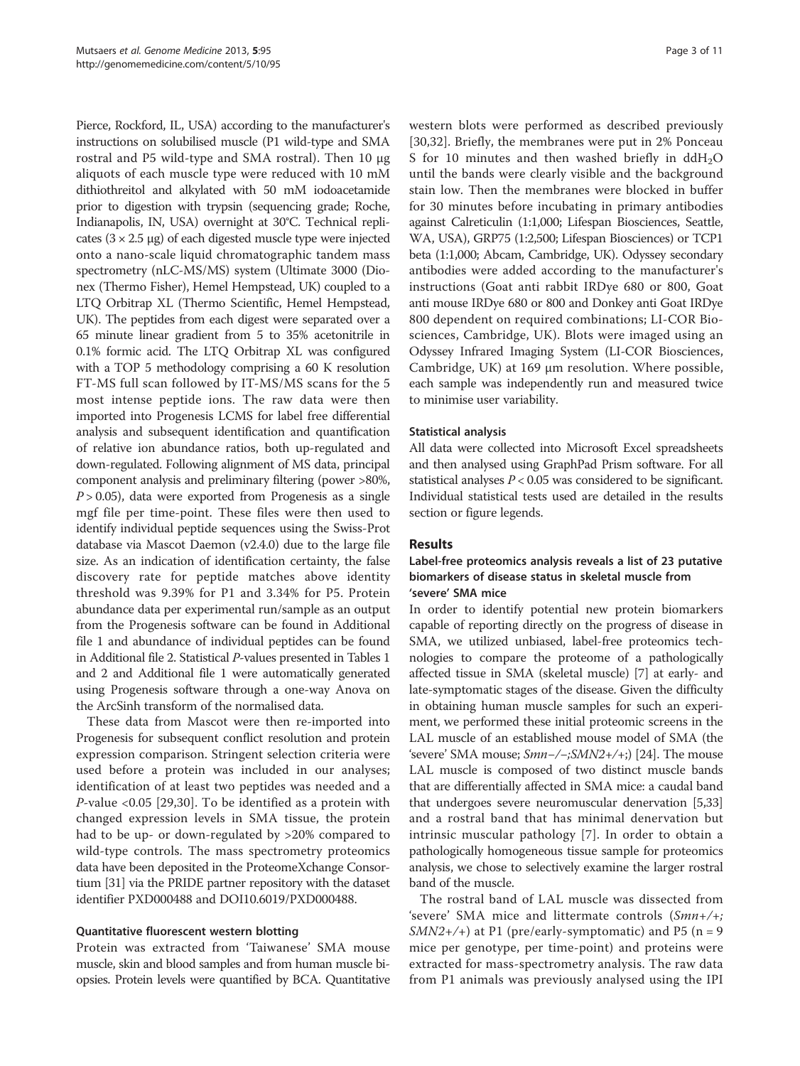Pierce, Rockford, IL, USA) according to the manufacturer's instructions on solubilised muscle (P1 wild-type and SMA rostral and P5 wild-type and SMA rostral). Then 10 μg aliquots of each muscle type were reduced with 10 mM dithiothreitol and alkylated with 50 mM iodoacetamide prior to digestion with trypsin (sequencing grade; Roche, Indianapolis, IN, USA) overnight at 30°C. Technical replicates (3 × 2.5 μg) of each digested muscle type were injected onto a nano-scale liquid chromatographic tandem mass spectrometry (nLC-MS/MS) system (Ultimate 3000 (Dionex (Thermo Fisher), Hemel Hempstead, UK) coupled to a LTQ Orbitrap XL (Thermo Scientific, Hemel Hempstead, UK). The peptides from each digest were separated over a 65 minute linear gradient from 5 to 35% acetonitrile in 0.1% formic acid. The LTQ Orbitrap XL was configured with a TOP 5 methodology comprising a 60 K resolution FT-MS full scan followed by IT-MS/MS scans for the 5 most intense peptide ions. The raw data were then imported into Progenesis LCMS for label free differential analysis and subsequent identification and quantification of relative ion abundance ratios, both up-regulated and down-regulated. Following alignment of MS data, principal component analysis and preliminary filtering (power >80%, $P > 0.05$), data were exported from Progenesis as a single mgf file per time-point. These files were then used to identify individual peptide sequences using the Swiss-Prot database via Mascot Daemon (v2.4.0) due to the large file size. As an indication of identification certainty, the false discovery rate for peptide matches above identity threshold was 9.39% for P1 and 3.34% for P5. Protein abundance data per experimental run/sample as an output from the Progenesis software can be found in Additional file 1 and abundance of individual peptides can be found in Additional file 2. Statistical *P*-values presented in Tables 1 and 2 and Additional file 1 were automatically generated using Progenesis software through a one-way Anova on the ArcSinh transform of the normalised data.

These data from Mascot were then re-imported into Progenesis for subsequent conflict resolution and protein expression comparison. Stringent selection criteria were used before a protein was included in our analyses; identification of at least two peptides was needed and a *P*-value <0.05 [29,30]. To be identified as a protein with changed expression levels in SMA tissue, the protein had to be up- or down-regulated by >20% compared to wild-type controls. The mass spectrometry proteomics data have been deposited in the ProteomeXchange Consortium [31] via the PRIDE partner repository with the dataset identifier PXD000488 and DOI10.6019/PXD000488.

### Quantitative fluorescent western blotting

Protein was extracted from 'Taiwanese' SMA mouse muscle, skin and blood samples and from human muscle biopsies. Protein levels were quantified by BCA. Quantitative western blots were performed as described previously [30,32]. Briefly, the membranes were put in 2% Ponceau S for 10 minutes and then washed briefly in $ddH_2O$ until the bands were clearly visible and the background stain low. Then the membranes were blocked in buffer for 30 minutes before incubating in primary antibodies against Calreticulin (1:1,000; Lifespan Biosciences, Seattle, WA, USA), GRP75 (1:2,500; Lifespan Biosciences) or TCP1 beta (1:1,000; Abcam, Cambridge, UK). Odyssey secondary antibodies were added according to the manufacturer's instructions (Goat anti rabbit IRDye 680 or 800, Goat anti mouse IRDye 680 or 800 and Donkey anti Goat IRDye 800 dependent on required combinations; LI-COR Biosciences, Cambridge, UK). Blots were imaged using an Odyssey Infrared Imaging System (LI-COR Biosciences, Cambridge, UK) at 169 μm resolution. Where possible, each sample was independently run and measured twice to minimise user variability.

### Statistical analysis

All data were collected into Microsoft Excel spreadsheets and then analysed using GraphPad Prism software. For all statistical analyses $P < 0.05$ was considered to be significant. Individual statistical tests used are detailed in the results section or figure legends.

## Results

### Label-free proteomics analysis reveals a list of 23 putative biomarkers of disease status in skeletal muscle from 'severe' SMA mice

In order to identify potential new protein biomarkers capable of reporting directly on the progress of disease in SMA, we utilized unbiased, label-free proteomics technologies to compare the proteome of a pathologically affected tissue in SMA (skeletal muscle) [7] at early- and late-symptomatic stages of the disease. Given the difficulty in obtaining human muscle samples for such an experiment, we performed these initial proteomic screens in the LAL muscle of an established mouse model of SMA (the 'severe' SMA mouse; *Smn−/−;SMN2+/+;*) [24]. The mouse LAL muscle is composed of two distinct muscle bands that are differentially affected in SMA mice: a caudal band that undergoes severe neuromuscular denervation [5,33] and a rostral band that has minimal denervation but intrinsic muscular pathology [7]. In order to obtain a pathologically homogeneous tissue sample for proteomics analysis, we chose to selectively examine the larger rostral band of the muscle.

The rostral band of LAL muscle was dissected from 'severe' SMA mice and littermate controls (*Smn+/+; SMN2+/+*) at P1 (pre/early-symptomatic) and P5 (n = 9 mice per genotype, per time-point) and proteins were extracted for mass-spectrometry analysis. The raw data from P1 animals was previously analysed using the IPI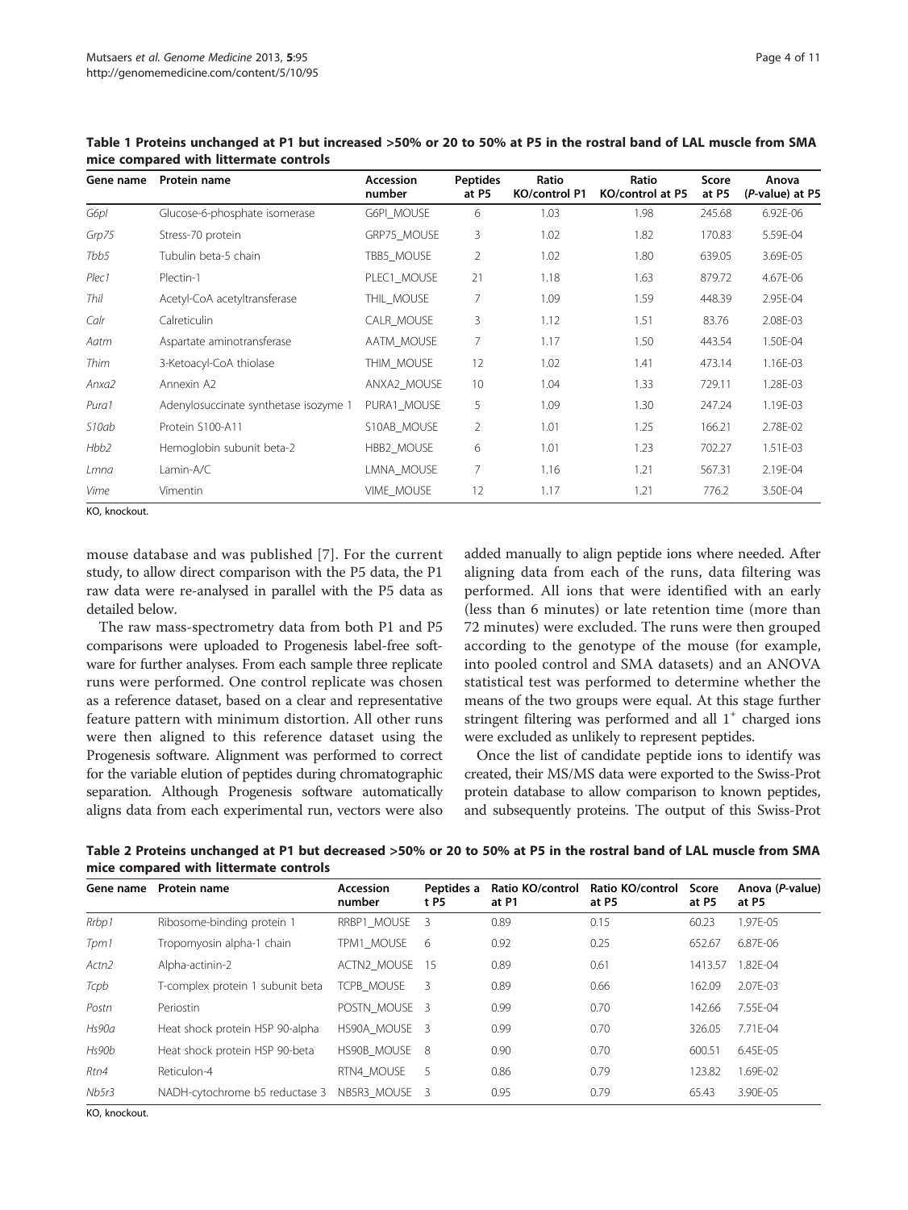**Table 1 Proteins unchanged at P1 but increased >50% or 20 to 50% at P5 in the rostral band of LAL muscle from SMA mice compared with littermate controls**

| Gene name | Protein name | Accession number | Peptides at P5 | Ratio KO/control P1 | Ratio KO/control at P5 | Score at P5 | Anova (*P*-value) at P5 |
|---|---|---|---|---|---|---|---|
| *G6pI* | Glucose-6-phosphate isomerase | G6PI_MOUSE | 6 | 1.03 | 1.98 | 245.68 | 6.92E-06 |
| *Grp75* | Stress-70 protein | GRP75_MOUSE | 3 | 1.02 | 1.82 | 170.83 | 5.59E-04 |
| *Tbb5* | Tubulin beta-5 chain | TBB5_MOUSE | 2 | 1.02 | 1.80 | 639.05 | 3.69E-05 |
| *Plec1* | Plectin-1 | PLEC1_MOUSE | 21 | 1.18 | 1.63 | 879.72 | 4.67E-06 |
| *Thil* | Acetyl-CoA acetyltransferase | THIL_MOUSE | 7 | 1.09 | 1.59 | 448.39 | 2.95E-04 |
| *Calr* | Calreticulin | CALR_MOUSE | 3 | 1.12 | 1.51 | 83.76 | 2.08E-03 |
| *Aatm* | Aspartate aminotransferase | AATM_MOUSE | 7 | 1.17 | 1.50 | 443.54 | 1.50E-04 |
| *Thim* | 3-Ketoacyl-CoA thiolase | THIM_MOUSE | 12 | 1.02 | 1.41 | 473.14 | 1.16E-03 |
| *Anxa2* | Annexin A2 | ANXA2_MOUSE | 10 | 1.04 | 1.33 | 729.11 | 1.28E-03 |
| *Pura1* | Adenylosuccinate synthetase isozyme 1 | PURA1_MOUSE | 5 | 1.09 | 1.30 | 247.24 | 1.19E-03 |
| *S10ab* | Protein S100-A11 | S10AB_MOUSE | 2 | 1.01 | 1.25 | 166.21 | 2.78E-02 |
| *Hbb2* | Hemoglobin subunit beta-2 | HBB2_MOUSE | 6 | 1.01 | 1.23 | 702.27 | 1.51E-03 |
| *Lmna* | Lamin-A/C | LMNA_MOUSE | 7 | 1.16 | 1.21 | 567.31 | 2.19E-04 |
| *Vime* | Vimentin | VIME_MOUSE | 12 | 1.17 | 1.21 | 776.2 | 3.50E-04 |

KO, knockout.

mouse database and was published [7]. For the current study, to allow direct comparison with the P5 data, the P1 raw data were re-analysed in parallel with the P5 data as detailed below.

The raw mass-spectrometry data from both P1 and P5 comparisons were uploaded to Progenesis label-free software for further analyses. From each sample three replicate runs were performed. One control replicate was chosen as a reference dataset, based on a clear and representative feature pattern with minimum distortion. All other runs were then aligned to this reference dataset using the Progenesis software. Alignment was performed to correct for the variable elution of peptides during chromatographic separation. Although Progenesis software automatically aligns data from each experimental run, vectors were also added manually to align peptide ions where needed. After aligning data from each of the runs, data filtering was performed. All ions that were identified with an early (less than 6 minutes) or late retention time (more than 72 minutes) were excluded. The runs were then grouped according to the genotype of the mouse (for example, into pooled control and SMA datasets) and an ANOVA statistical test was performed to determine whether the means of the two groups were equal. At this stage further stringent filtering was performed and all $1^+$ charged ions were excluded as unlikely to represent peptides.

Once the list of candidate peptide ions to identify was created, their MS/MS data were exported to the Swiss-Prot protein database to allow comparison to known peptides, and subsequently proteins. The output of this Swiss-Prot

**Table 2 Proteins unchanged at P1 but decreased >50% or 20 to 50% at P5 in the rostral band of LAL muscle from SMA mice compared with littermate controls**

| Gene name | Protein name | Accession number | Peptides at P5 | Ratio KO/control at P1 | Ratio KO/control at P5 | Score at P5 | Anova (*P*-value) at P5 |
|---|---|---|---|---|---|---|---|
| *Rrbp1* | Ribosome-binding protein 1 | RRBP1_MOUSE | 3 | 0.89 | 0.15 | 60.23 | 1.97E-05 |
| *Tpm1* | Tropomyosin alpha-1 chain | TPM1_MOUSE | 6 | 0.92 | 0.25 | 652.67 | 6.87E-06 |
| *Actn2* | Alpha-actinin-2 | ACTN2_MOUSE | 15 | 0.89 | 0.61 | 1413.57 | 1.82E-04 |
| *Tcpb* | T-complex protein 1 subunit beta | TCPB_MOUSE | 3 | 0.89 | 0.66 | 162.09 | 2.07E-03 |
| *Postn* | Periostin | POSTN_MOUSE | 3 | 0.99 | 0.70 | 142.66 | 7.55E-04 |
| *Hs90a* | Heat shock protein HSP 90-alpha | HS90A_MOUSE | 3 | 0.99 | 0.70 | 326.05 | 7.71E-04 |
| *Hs90b* | Heat shock protein HSP 90-beta | HS90B_MOUSE | 8 | 0.90 | 0.70 | 600.51 | 6.45E-05 |
| *Rtn4* | Reticulon-4 | RTN4_MOUSE | 5 | 0.86 | 0.79 | 123.82 | 1.69E-02 |
| *Nb5r3* | NADH-cytochrome b5 reductase 3 | NB5R3_MOUSE | 3 | 0.95 | 0.79 | 65.43 | 3.90E-05 |

KO, knockout.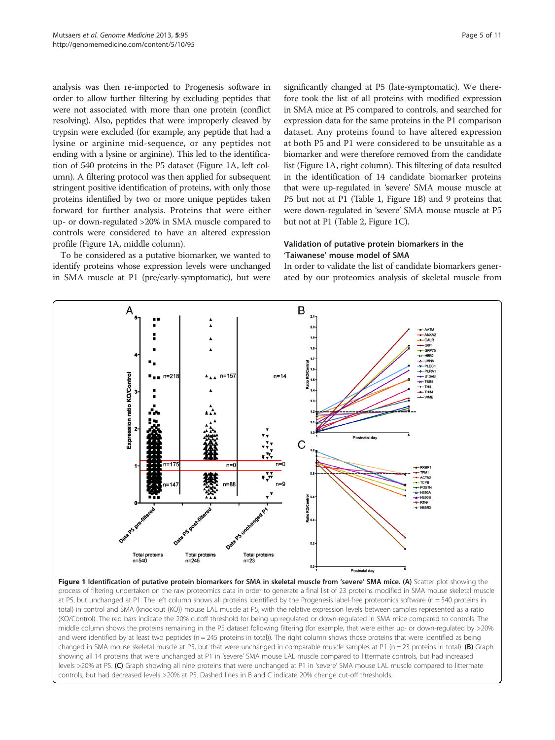analysis was then re-imported to Progenesis software in order to allow further filtering by excluding peptides that were not associated with more than one protein (conflict resolving). Also, peptides that were improperly cleaved by trypsin were excluded (for example, any peptide that had a lysine or arginine mid-sequence, or any peptides not ending with a lysine or arginine). This led to the identification of 540 proteins in the P5 dataset (Figure 1A, left column). A filtering protocol was then applied for subsequent stringent positive identification of proteins, with only those proteins identified by two or more unique peptides taken forward for further analysis. Proteins that were either up- or down-regulated >20% in SMA muscle compared to controls were considered to have an altered expression profile (Figure 1A, middle column).

To be considered as a putative biomarker, we wanted to identify proteins whose expression levels were unchanged in SMA muscle at P1 (pre/early-symptomatic), but were significantly changed at P5 (late-symptomatic). We therefore took the list of all proteins with modified expression in SMA mice at P5 compared to controls, and searched for expression data for the same proteins in the P1 comparison dataset. Any proteins found to have altered expression at both P5 and P1 were considered to be unsuitable as a biomarker and were therefore removed from the candidate list (Figure 1A, right column). This filtering of data resulted in the identification of 14 candidate biomarker proteins that were up-regulated in 'severe' SMA mouse muscle at P5 but not at P1 (Table 1, Figure 1B) and 9 proteins that were down-regulated in 'severe' SMA mouse muscle at P5 but not at P1 (Table 2, Figure 1C).

### Validation of putative protein biomarkers in the 'Taiwanese' mouse model of SMA

In order to validate the list of candidate biomarkers generated by our proteomics analysis of skeletal muscle from

**Figure 1 Identification of putative protein biomarkers for SMA in skeletal muscle from 'severe' SMA mice. (A)** Scatter plot showing the process of filtering undertaken on the raw proteomics data in order to generate a final list of 23 proteins modified in SMA mouse skeletal muscle at P5, but unchanged at P1. The left column shows all proteins identified by the Progenesis label-free proteomics software (n = 540 proteins in total) in control and SMA (knockout (KO)) mouse LAL muscle at P5, with the relative expression levels between samples represented as a ratio (KO/Control). The red bars indicate the 20% cutoff threshold for being up-regulated or down-regulated in SMA mice compared to controls. The middle column shows the proteins remaining in the P5 dataset following filtering (for example, that were either up- or down-regulated by >20% and were identified by at least two peptides (n = 245 proteins in total)). The right column shows those proteins that were identified as being changed in SMA mouse skeletal muscle at P5, but that were unchanged in comparable muscle samples at P1 (n = 23 proteins in total). **(B)** Graph showing all 14 proteins that were unchanged at P1 in 'severe' SMA mouse LAL muscle compared to littermate controls, but had increased levels >20% at P5. **(C)** Graph showing all nine proteins that were unchanged at P1 in 'severe' SMA mouse LAL muscle compared to littermate controls, but had decreased levels >20% at P5. Dashed lines in B and C indicate 20% change cut-off thresholds.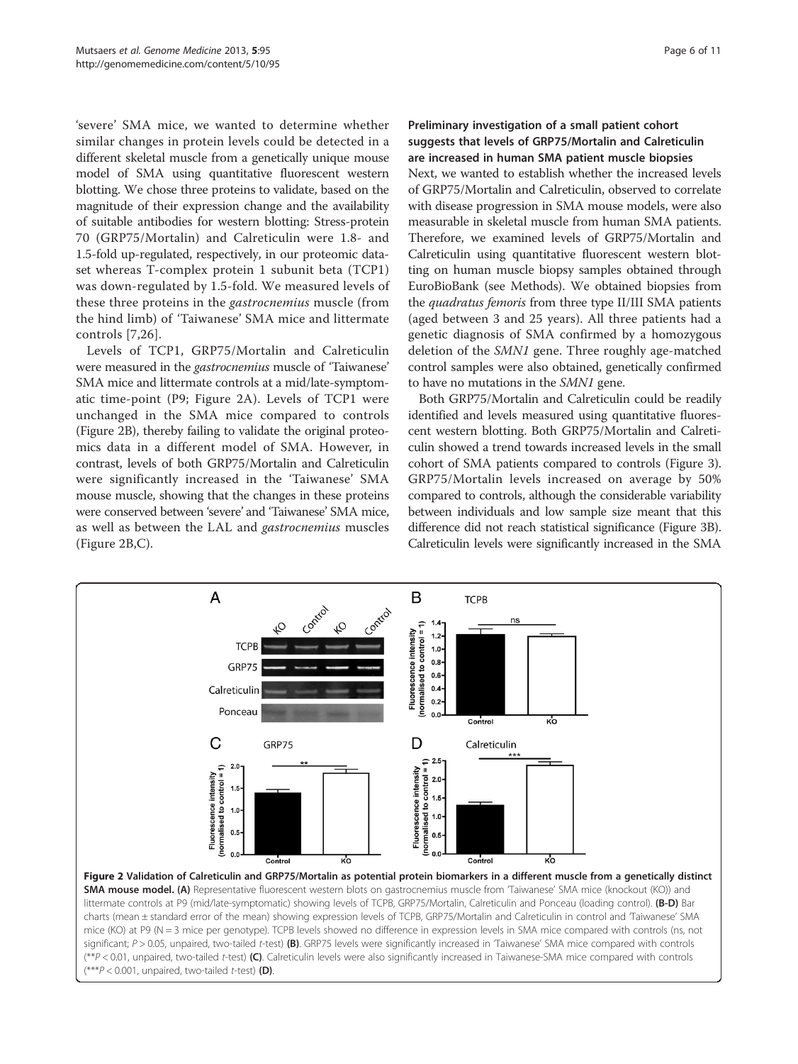'severe' SMA mice, we wanted to determine whether similar changes in protein levels could be detected in a different skeletal muscle from a genetically unique mouse model of SMA using quantitative fluorescent western blotting. We chose three proteins to validate, based on the magnitude of their expression change and the availability of suitable antibodies for western blotting: Stress-protein 70 (GRP75/Mortalin) and Calreticulin were 1.8- and 1.5-fold up-regulated, respectively, in our proteomic dataset whereas T-complex protein 1 subunit beta (TCP1) was down-regulated by 1.5-fold. We measured levels of these three proteins in the *gastrocnemius* muscle (from the hind limb) of 'Taiwanese' SMA mice and littermate controls [7,26].

Levels of TCP1, GRP75/Mortalin and Calreticulin were measured in the *gastrocnemius* muscle of 'Taiwanese' SMA mice and littermate controls at a mid/late-symptomatic time-point (P9; Figure 2A). Levels of TCP1 were unchanged in the SMA mice compared to controls (Figure 2B), thereby failing to validate the original proteomics data in a different model of SMA. However, in contrast, levels of both GRP75/Mortalin and Calreticulin were significantly increased in the 'Taiwanese' SMA mouse muscle, showing that the changes in these proteins were conserved between 'severe' and 'Taiwanese' SMA mice, as well as between the LAL and *gastrocnemius* muscles (Figure 2B,C).

### Preliminary investigation of a small patient cohort suggests that levels of GRP75/Mortalin and Calreticulin are increased in human SMA patient muscle biopsies

Next, we wanted to establish whether the increased levels of GRP75/Mortalin and Calreticulin, observed to correlate with disease progression in SMA mouse models, were also measurable in skeletal muscle from human SMA patients. Therefore, we examined levels of GRP75/Mortalin and Calreticulin using quantitative fluorescent western blotting on human muscle biopsy samples obtained through EuroBioBank (see Methods). We obtained biopsies from the *quadratus femoris* from three type II/III SMA patients (aged between 3 and 25 years). All three patients had a genetic diagnosis of SMA confirmed by a homozygous deletion of the *SMN1* gene. Three roughly age-matched control samples were also obtained, genetically confirmed to have no mutations in the *SMN1* gene.

Both GRP75/Mortalin and Calreticulin could be readily identified and levels measured using quantitative fluorescent western blotting. Both GRP75/Mortalin and Calreticulin showed a trend towards increased levels in the small cohort of SMA patients compared to controls (Figure 3). GRP75/Mortalin levels increased on average by 50% compared to controls, although the considerable variability between individuals and low sample size meant that this difference did not reach statistical significance (Figure 3B). Calreticulin levels were significantly increased in the SMA

**Figure 2 Validation of Calreticulin and GRP75/Mortalin as potential protein biomarkers in a different muscle from a genetically distinct SMA mouse model.** **(A)** Representative fluorescent western blots on gastrocnemius muscle from 'Taiwanese' SMA mice (knockout (KO)) and littermate controls at P9 (mid/late-symptomatic) showing levels of TCPB, GRP75/Mortalin, Calreticulin and Ponceau (loading control). **(B-D)** Bar charts (mean ± standard error of the mean) showing expression levels of TCPB, GRP75/Mortalin and Calreticulin in control and 'Taiwanese' SMA mice (KO) at P9 (N = 3 mice per genotype). TCPB levels showed no difference in expression levels in SMA mice compared with controls (ns, not significant; $P > 0.05$, unpaired, two-tailed *t*-test) **(B)**. GRP75 levels were significantly increased in 'Taiwanese' SMA mice compared with controls (\*\*$P < 0.01$, unpaired, two-tailed *t*-test) **(C)**. Calreticulin levels were also significantly increased in Taiwanese-SMA mice compared with controls (\*\*\*$P < 0.001$, unpaired, two-tailed *t*-test) **(D)**.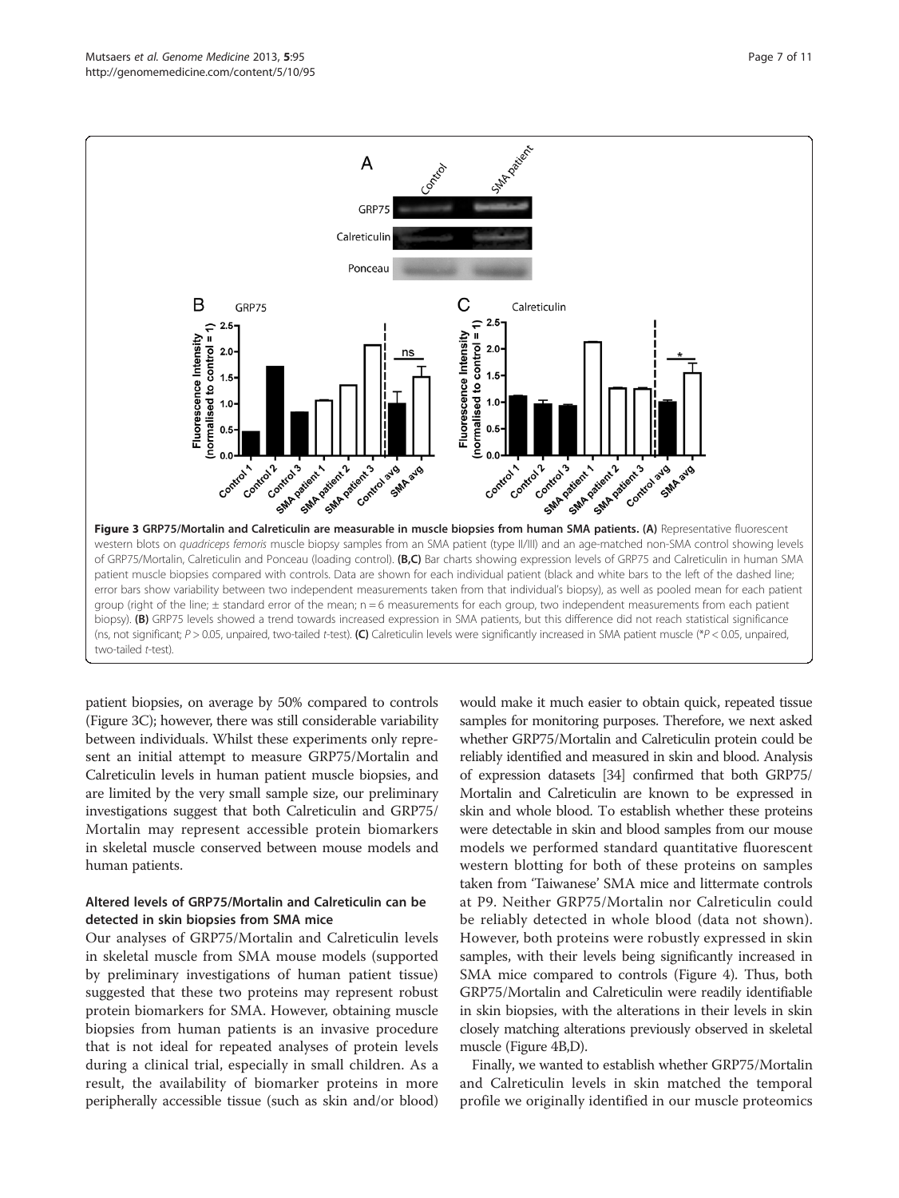**Figure 3 GRP75/Mortalin and Calreticulin are measurable in muscle biopsies from human SMA patients. (A)** Representative fluorescent western blots on *quadriceps femoris* muscle biopsy samples from an SMA patient (type II/III) and an age-matched non-SMA control showing levels of GRP75/Mortalin, Calreticulin and Ponceau (loading control). **(B,C)** Bar charts showing expression levels of GRP75 and Calreticulin in human SMA patient muscle biopsies compared with controls. Data are shown for each individual patient (black and white bars to the left of the dashed line; error bars show variability between two independent measurements taken from that individual's biopsy), as well as pooled mean for each patient group (right of the line; ± standard error of the mean; n = 6 measurements for each group, two independent measurements from each patient biopsy). **(B)** GRP75 levels showed a trend towards increased expression in SMA patients, but this difference did not reach statistical significance (ns, not significant; $P > 0.05$, unpaired, two-tailed *t*-test). **(C)** Calreticulin levels were significantly increased in SMA patient muscle (*$P < 0.05$, unpaired, two-tailed *t*-test).

patient biopsies, on average by 50% compared to controls (Figure 3C); however, there was still considerable variability between individuals. Whilst these experiments only represent an initial attempt to measure GRP75/Mortalin and Calreticulin levels in human patient muscle biopsies, and are limited by the very small sample size, our preliminary investigations suggest that both Calreticulin and GRP75/Mortalin may represent accessible protein biomarkers in skeletal muscle conserved between mouse models and human patients.

### Altered levels of GRP75/Mortalin and Calreticulin can be detected in skin biopsies from SMA mice

Our analyses of GRP75/Mortalin and Calreticulin levels in skeletal muscle from SMA mouse models (supported by preliminary investigations of human patient tissue) suggested that these two proteins may represent robust protein biomarkers for SMA. However, obtaining muscle biopsies from human patients is an invasive procedure that is not ideal for repeated analyses of protein levels during a clinical trial, especially in small children. As a result, the availability of biomarker proteins in more peripherally accessible tissue (such as skin and/or blood) would make it much easier to obtain quick, repeated tissue samples for monitoring purposes. Therefore, we next asked whether GRP75/Mortalin and Calreticulin protein could be reliably identified and measured in skin and blood. Analysis of expression datasets [34] confirmed that both GRP75/Mortalin and Calreticulin are known to be expressed in skin and whole blood. To establish whether these proteins were detectable in skin and blood samples from our mouse models we performed standard quantitative fluorescent western blotting for both of these proteins on samples taken from 'Taiwanese' SMA mice and littermate controls at P9. Neither GRP75/Mortalin nor Calreticulin could be reliably detected in whole blood (data not shown). However, both proteins were robustly expressed in skin samples, with their levels being significantly increased in SMA mice compared to controls (Figure 4). Thus, both GRP75/Mortalin and Calreticulin were readily identifiable in skin biopsies, with the alterations in their levels in skin closely matching alterations previously observed in skeletal muscle (Figure 4B,D).

Finally, we wanted to establish whether GRP75/Mortalin and Calreticulin levels in skin matched the temporal profile we originally identified in our muscle proteomics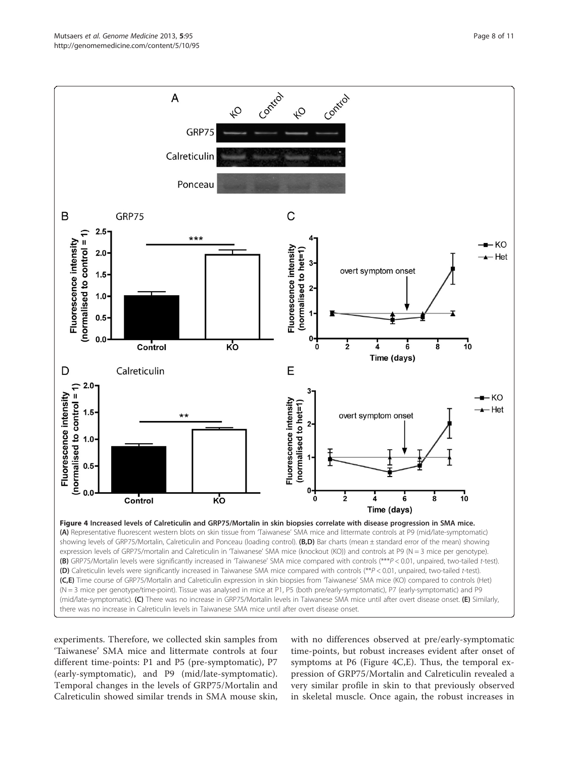**Figure 4 Increased levels of Calreticulin and GRP75/Mortalin in skin biopsies correlate with disease progression in SMA mice.** **(A)** Representative fluorescent western blots on skin tissue from 'Taiwanese' SMA mice and littermate controls at P9 (mid/late-symptomatic) showing levels of GRP75/Mortalin, Calreticulin and Ponceau (loading control). **(B,D)** Bar charts (mean ± standard error of the mean) showing expression levels of GRP75/mortalin and Calreticulin in 'Taiwanese' SMA mice (knockout (KO)) and controls at P9 (N = 3 mice per genotype). **(B)** GRP75/Mortalin levels were significantly increased in 'Taiwanese' SMA mice compared with controls (****P* < 0.01, unpaired, two-tailed *t*-test). **(D)** Calreticulin levels were significantly increased in Taiwanese SMA mice compared with controls (***P* < 0.01, unpaired, two-tailed *t*-test). **(C,E)** Time course of GRP75/Mortalin and Calreticulin expression in skin biopsies from 'Taiwanese' SMA mice (KO) compared to controls (Het) (N = 3 mice per genotype/time-point). Tissue was analysed in mice at P1, P5 (both pre/early-symptomatic), P7 (early-symptomatic) and P9 (mid/late-symptomatic). **(C)** There was no increase in GRP75/Mortalin levels in Taiwanese SMA mice until after overt disease onset. **(E)** Similarly, there was no increase in Calreticulin levels in Taiwanese SMA mice until after overt disease onset.

experiments. Therefore, we collected skin samples from 'Taiwanese' SMA mice and littermate controls at four different time-points: P1 and P5 (pre-symptomatic), P7 (early-symptomatic), and P9 (mid/late-symptomatic). Temporal changes in the levels of GRP75/Mortalin and Calreticulin showed similar trends in SMA mouse skin, with no differences observed at pre/early-symptomatic time-points, but robust increases evident after onset of symptoms at P6 (Figure 4C,E). Thus, the temporal expression of GRP75/Mortalin and Calreticulin revealed a very similar profile in skin to that previously observed in skeletal muscle. Once again, the robust increases in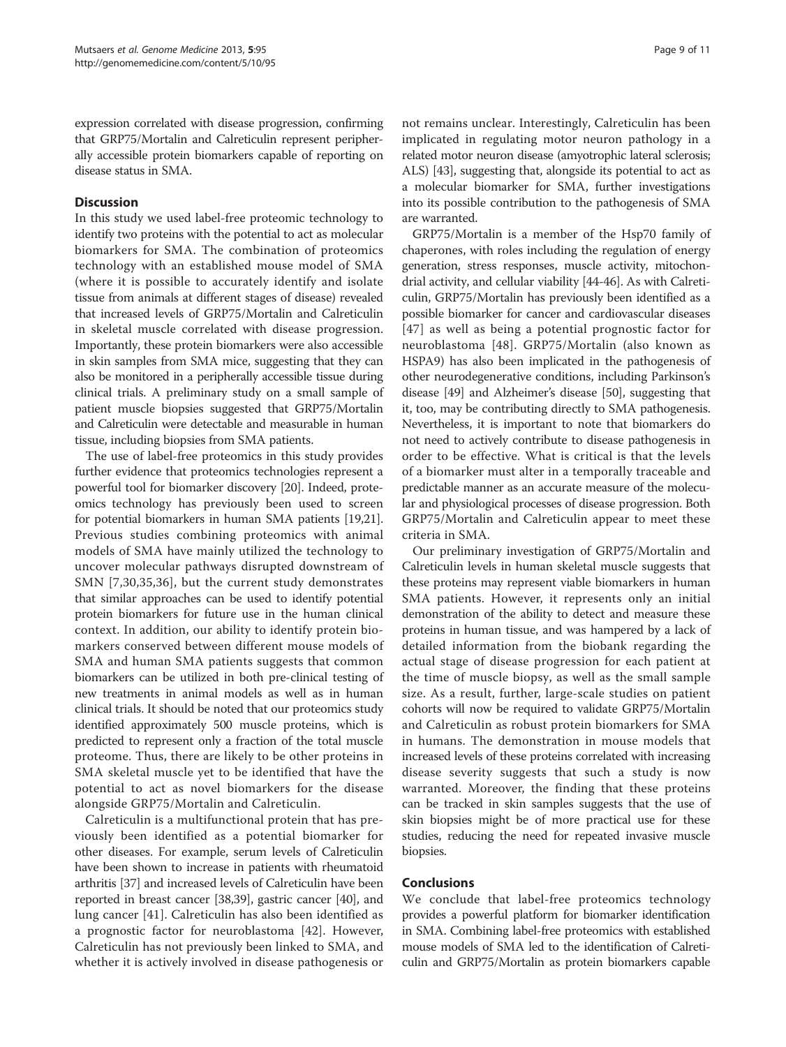expression correlated with disease progression, confirming that GRP75/Mortalin and Calreticulin represent peripherally accessible protein biomarkers capable of reporting on disease status in SMA.

## Discussion

In this study we used label-free proteomic technology to identify two proteins with the potential to act as molecular biomarkers for SMA. The combination of proteomics technology with an established mouse model of SMA (where it is possible to accurately identify and isolate tissue from animals at different stages of disease) revealed that increased levels of GRP75/Mortalin and Calreticulin in skeletal muscle correlated with disease progression. Importantly, these protein biomarkers were also accessible in skin samples from SMA mice, suggesting that they can also be monitored in a peripherally accessible tissue during clinical trials. A preliminary study on a small sample of patient muscle biopsies suggested that GRP75/Mortalin and Calreticulin were detectable and measurable in human tissue, including biopsies from SMA patients.

The use of label-free proteomics in this study provides further evidence that proteomics technologies represent a powerful tool for biomarker discovery [20]. Indeed, proteomics technology has previously been used to screen for potential biomarkers in human SMA patients [19,21]. Previous studies combining proteomics with animal models of SMA have mainly utilized the technology to uncover molecular pathways disrupted downstream of SMN [7,30,35,36], but the current study demonstrates that similar approaches can be used to identify potential protein biomarkers for future use in the human clinical context. In addition, our ability to identify protein biomarkers conserved between different mouse models of SMA and human SMA patients suggests that common biomarkers can be utilized in both pre-clinical testing of new treatments in animal models as well as in human clinical trials. It should be noted that our proteomics study identified approximately 500 muscle proteins, which is predicted to represent only a fraction of the total muscle proteome. Thus, there are likely to be other proteins in SMA skeletal muscle yet to be identified that have the potential to act as novel biomarkers for the disease alongside GRP75/Mortalin and Calreticulin.

Calreticulin is a multifunctional protein that has previously been identified as a potential biomarker for other diseases. For example, serum levels of Calreticulin have been shown to increase in patients with rheumatoid arthritis [37] and increased levels of Calreticulin have been reported in breast cancer [38,39], gastric cancer [40], and lung cancer [41]. Calreticulin has also been identified as a prognostic factor for neuroblastoma [42]. However, Calreticulin has not previously been linked to SMA, and whether it is actively involved in disease pathogenesis or not remains unclear. Interestingly, Calreticulin has been implicated in regulating motor neuron pathology in a related motor neuron disease (amyotrophic lateral sclerosis; ALS) [43], suggesting that, alongside its potential to act as a molecular biomarker for SMA, further investigations into its possible contribution to the pathogenesis of SMA are warranted.

GRP75/Mortalin is a member of the Hsp70 family of chaperones, with roles including the regulation of energy generation, stress responses, muscle activity, mitochondrial activity, and cellular viability [44-46]. As with Calreticulin, GRP75/Mortalin has previously been identified as a possible biomarker for cancer and cardiovascular diseases [47] as well as being a potential prognostic factor for neuroblastoma [48]. GRP75/Mortalin (also known as HSPA9) has also been implicated in the pathogenesis of other neurodegenerative conditions, including Parkinson's disease [49] and Alzheimer's disease [50], suggesting that it, too, may be contributing directly to SMA pathogenesis. Nevertheless, it is important to note that biomarkers do not need to actively contribute to disease pathogenesis in order to be effective. What is critical is that the levels of a biomarker must alter in a temporally traceable and predictable manner as an accurate measure of the molecular and physiological processes of disease progression. Both GRP75/Mortalin and Calreticulin appear to meet these criteria in SMA.

Our preliminary investigation of GRP75/Mortalin and Calreticulin levels in human skeletal muscle suggests that these proteins may represent viable biomarkers in human SMA patients. However, it represents only an initial demonstration of the ability to detect and measure these proteins in human tissue, and was hampered by a lack of detailed information from the biobank regarding the actual stage of disease progression for each patient at the time of muscle biopsy, as well as the small sample size. As a result, further, large-scale studies on patient cohorts will now be required to validate GRP75/Mortalin and Calreticulin as robust protein biomarkers for SMA in humans. The demonstration in mouse models that increased levels of these proteins correlated with increasing disease severity suggests that such a study is now warranted. Moreover, the finding that these proteins can be tracked in skin samples suggests that the use of skin biopsies might be of more practical use for these studies, reducing the need for repeated invasive muscle biopsies.

## Conclusions

We conclude that label-free proteomics technology provides a powerful platform for biomarker identification in SMA. Combining label-free proteomics with established mouse models of SMA led to the identification of Calreticulin and GRP75/Mortalin as protein biomarkers capable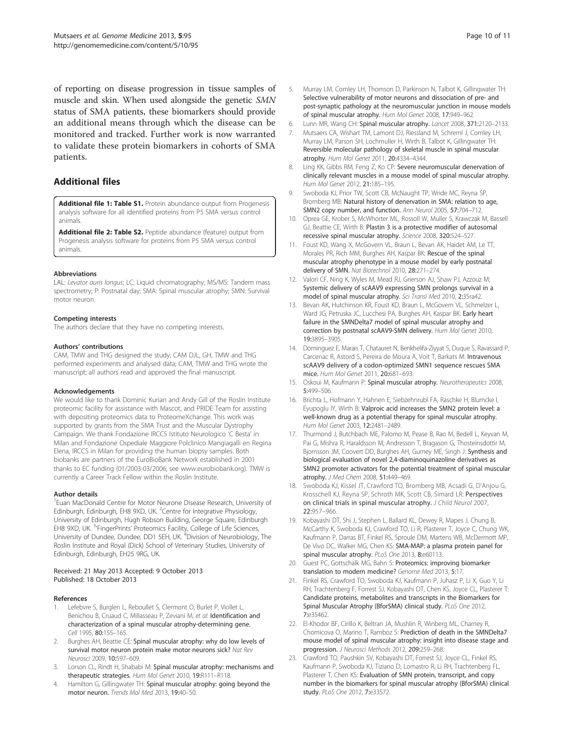of reporting on disease progression in tissue samples of muscle and skin. When used alongside the genetic *SMN* status of SMA patients, these biomarkers should provide an additional means through which the disease can be monitored and tracked. Further work is now warranted to validate these protein biomarkers in cohorts of SMA patients.

## Additional files

**Additional file 1: Table S1.** Protein abundance output from Progenesis analysis software for all identified proteins from P5 SMA versus control animals.

**Additional file 2: Table S2.** Peptide abundance (feature) output from Progenesis analysis software for proteins from P5 SMA versus control animals.

#### Abbreviations

LAL: *Levator auris longus*; LC: Liquid chromatography; MS/MS: Tandem mass spectrometry; P: Postnatal day; SMA: Spinal muscular atrophy; SMN: Survival motor neuron.

#### Competing interests

The authors declare that they have no competing interests.

#### Authors' contributions

CAM, TMW and THG designed the study; CAM DJL, GH, TMW and THG performed experiments and analysed data; CAM, TMW and THG wrote the manuscript; all authors read and approved the final manuscript.

#### Acknowledgements

We would like to thank Dominic Kurian and Andy Gill of the Roslin Institute proteomic facility for assistance with Mascot, and PRIDE Team for assisting with depositing proteomics data to ProteomeXchange. This work was supported by grants from the SMA Trust and the Muscular Dystrophy Campaign. We thank Fondazione IRCCS Istituto Neurologico 'C Besta' in Milan and Fondazione Ospediale Maggiore Polclinico Mangiagalli en Regina Elena, IRCCS in Milan for providing the human biopsy samples. Both biobanks are partners of the EuroBioBank Network established in 2001 thanks to EC funding (01/2003-03/2006; see www.eurobiobank.org). TMW is currently a Career Track Fellow within the Roslin Institute.

#### Author details

[1]Euan MacDonald Centre for Motor Neurone Disease Research, University of Edinburgh, Edinburgh, EH8 9XD, UK. [2]Centre for Integrative Physiology, University of Edinburgh, Hugh Robson Building, George Square, Edinburgh EH8 9XD, UK. [3]'FingerPrints' Proteomics Facility, College of Life Sciences, University of Dundee, Dundee, DD1 5EH, UK. [4]Division of Neurobiology, The Roslin Institute and Royal (Dick) School of Veterinary Studies, University of Edinburgh, Edinburgh, EH25 9RG, UK.

Received: 21 May 2013 Accepted: 9 October 2013
Published: 18 October 2013

#### References

1. Lefebvre S, Burglen L, Reboullet S, Clermont O, Burlet P, Viollet L, Benichou B, Cruaud C, Millasseau P, Zeviani M, *et al*: **Identification and characterization of a spinal muscular atrophy-determining gene.** *Cell* 1995, **80:**155–165.
2. Burghes AH, Beattie CE: **Spinal muscular atrophy: why do low levels of survival motor neuron protein make motor neurons sick?** *Nat Rev Neurosci* 2009, **10:**597–609.
3. Lorson CL, Rindt H, Shababi M: **Spinal muscular atrophy: mechanisms and therapeutic strategies.** *Hum Mol Genet* 2010, **19:**R111–R118.
4. Hamilton G, Gillingwater TH: **Spinal muscular atrophy: going beyond the motor neuron.** *Trends Mol Med* 2013, **19:**40–50.
5. Murray LM, Comley LH, Thomson D, Parkinson N, Talbot K, Gillingwater TH: **Selective vulnerability of motor neurons and dissociation of pre- and post-synaptic pathology at the neuromuscular junction in mouse models of spinal muscular atrophy.** *Hum Mol Genet* 2008, **17:**949–962.
6. Lunn MR, Wang CH: **Spinal muscular atrophy.** *Lancet* 2008, **371:**2120–2133.
7. Mutsaers CA, Wishart TM, Lamont DJ, Riessland M, Schreml J, Comley LH, Murray LM, Parson SH, Lochmuller H, Wirth B, Talbot K, Gillingwater TH: **Reversible molecular pathology of skeletal muscle in spinal muscular atrophy.** *Hum Mol Genet* 2011, **20:**4334–4344.
8. Ling KK, Gibbs RM, Feng Z, Ko CP: **Severe neuromuscular denervation of clinically relevant muscles in a mouse model of spinal muscular atrophy.** *Hum Mol Genet* 2012, **21:**185–195.
9. Swoboda KJ, Prior TW, Scott CB, McNaught TP, Wride MC, Reyna SP, Bromberg MB: **Natural history of denervation in SMA: relation to age, SMN2 copy number, and function.** *Ann Neurol* 2005, **57:**704–712.
10. Oprea GE, Krober S, McWhorter ML, Rossoll W, Muller S, Krawczak M, Bassell GJ, Beattie CE, Wirth B: **Plastin 3 is a protective modifier of autosomal recessive spinal muscular atrophy.** *Science* 2008, **320:**524–527.
11. Foust KD, Wang X, McGovern VL, Braun L, Bevan AK, Haidet AM, Le TT, Morales PR, Rich MM, Burghes AH, Kaspar BK: **Rescue of the spinal muscular atrophy phenotype in a mouse model by early postnatal delivery of SMN.** *Nat Biotechnol* 2010, **28:**271–274.
12. Valori CF, Ning K, Wyles M, Mead RJ, Grierson AJ, Shaw PJ, Azzouz M: **Systemic delivery of scAAV9 expressing SMN prolongs survival in a model of spinal muscular atrophy.** *Sci Transl Med* 2010, **2:**35ra42.
13. Bevan AK, Hutchinson KR, Foust KD, Braun L, McGovern VL, Schmelzer L, Ward JG, Petruska JC, Lucchesi PA, Burghes AH, Kaspar BK: **Early heart failure in the SMNDelta7 model of spinal muscular atrophy and correction by postnatal scAAV9-SMN delivery.** *Hum Mol Genet* 2010, **19:**3895–3905.
14. Dominguez E, Marais T, Chatauret N, Benkhelifa-Ziyyat S, Duque S, Ravassard P, Carcenac R, Astord S, Pereira de Moura A, Voit T, Barkats M: **Intravenous scAAV9 delivery of a codon-optimized SMN1 sequence rescues SMA mice.** *Hum Mol Genet* 2011, **20:**681–693.
15. Oskoui M, Kaufmann P: **Spinal muscular atrophy.** *Neurotherapeutics* 2008, **5:**499–506.
16. Brichta L, Hofmann Y, Hahnen E, Siebzehnrubl FA, Raschke H, Blumcke I, Eyupoglu IY, Wirth B: **Valproic acid increases the SMN2 protein level: a well-known drug as a potential therapy for spinal muscular atrophy.** *Hum Mol Genet* 2003, **12:**2481–2489.
17. Thurmond J, Butchbach ME, Palomo M, Pease B, Rao M, Bedell L, Keyvan M, Pai G, Mishra R, Haraldsson M, Andresson T, Bragason G, Thosteinsdottir M, Bjornsson JM, Coovert DD, Burghes AH, Gurney ME, Singh J: **Synthesis and biological evaluation of novel 2,4-diaminoquinazoline derivatives as SMN2 promoter activators for the potential treatment of spinal muscular atrophy.** *J Med Chem* 2008, **51:**449–469.
18. Swoboda KJ, Kissel JT, Crawford TO, Bromberg MB, Acsadi G, D'Anjou G, Krosschell KJ, Reyna SP, Schroth MK, Scott CB, Simard LR: **Perspectives on clinical trials in spinal muscular atrophy.** *J Child Neurol* 2007, **22:**957–966.
19. Kobayashi DT, Shi J, Stephen L, Ballard KL, Dewey R, Mapes J, Chung B, McCarthy K, Swoboda KJ, Crawford TO, Li R, Plasterer T, Joyce C, Chung WK, Kaufmann P, Darras BT, Finkel RS, Sproule DM, Martens WB, McDermott MP, De Vivo DC, Walker MG, Chen KS: **SMA-MAP: a plasma protein panel for spinal muscular atrophy.** *PLoS One* 2013, **8:**e60113.
20. Guest PC, Gottschalk MG, Bahn S: **Proteomics: improving biomarker translation to modern medicine?** *Genome Med* 2013, **5:**17.
21. Finkel RS, Crawford TO, Swoboda KJ, Kaufmann P, Juhasz P, Li X, Guo Y, Li RH, Trachtenberg F, Forrest SJ, Kobayashi DT, Chen KS, Joyce CL, Plasterer T: **Candidate proteins, metabolites and transcripts in the Biomarkers for Spinal Muscular Atrophy (BforSMA) clinical study.** *PLoS One* 2012, **7:**e35462.
22. El-Khodor BF, Cirillo K, Beltran JA, Mushlin R, Winberg ML, Charney R, Chomicova O, Marino T, Ramboz S: **Prediction of death in the SMNDelta7 mouse model of spinal muscular atrophy: insight into disease stage and progression.** *J Neurosci Methods* 2012, **209:**259–268.
23. Crawford TO, Paushkin SV, Kobayashi DT, Forrest SJ, Joyce CL, Finkel RS, Kaufmann P, Swoboda KJ, Tiziano D, Lomastro R, Li RH, Trachtenberg FL, Plasterer T, Chen KS: **Evaluation of SMN protein, transcript, and copy number in the biomarkers for spinal muscular atrophy (BforSMA) clinical study.** *PLoS One* 2012, **7:**e33572.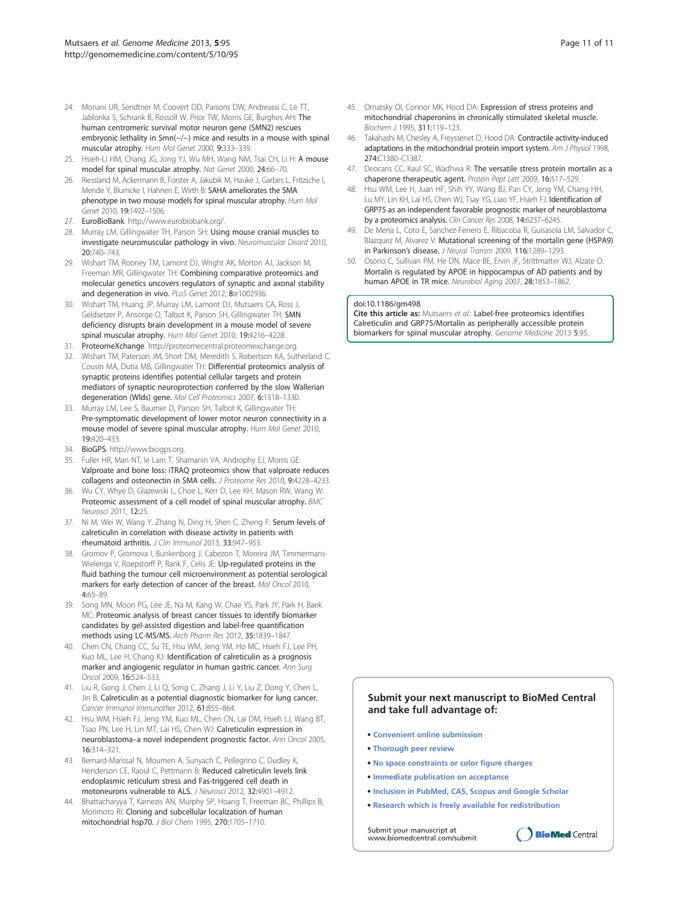24. Monani UR, Sendtner M, Coovert DD, Parsons DW, Andreassi C, Le TT, Jablonka S, Schrank B, Rossoll W, Prior TW, Morris GE, Burghes AH: **The human centromeric survival motor neuron gene (SMN2) rescues embryonic lethality in Smn(−/−) mice and results in a mouse with spinal muscular atrophy.** *Hum Mol Genet* 2000, **9:**333–339.
25. Hsieh-Li HM, Chang JG, Jong YJ, Wu MH, Wang NM, Tsai CH, Li H: **A mouse model for spinal muscular atrophy.** *Nat Genet* 2000, **24:**66–70.
26. Riessland M, Ackermann B, Forster A, Jakubik M, Hauke J, Garbes L, Fritzsche I, Mende Y, Blumcke I, Hahnen E, Wirth B: **SAHA ameliorates the SMA phenotype in two mouse models for spinal muscular atrophy.** *Hum Mol Genet* 2010, **19:**1492–1506.
27. **EuroBioBank.** http://www.eurobiobank.org/.
28. Murray LM, Gillingwater TH, Parson SH: **Using mouse cranial muscles to investigate neuromuscular pathology in vivo.** *Neuromuscular Disord* 2010, **20:**740–743.
29. Wishart TM, Rooney TM, Lamont DJ, Wright AK, Morton AJ, Jackson M, Freeman MR, Gillingwater TH: **Combining comparative proteomics and molecular genetics uncovers regulators of synaptic and axonal stability and degeneration in vivo.** *PLoS Genet* 2012, **8:**e1002936.
30. Wishart TM, Huang JP, Murray LM, Lamont DJ, Mutsaers CA, Ross J, Geldsetzer P, Ansorge O, Talbot K, Parson SH, Gillingwater TH: **SMN deficiency disrupts brain development in a mouse model of severe spinal muscular atrophy.** *Hum Mol Genet* 2010, **19:**4216–4228.
31. **ProteomeXchange.** http://proteomecentral.proteomexchange.org.
32. Wishart TM, Paterson JM, Short DM, Meredith S, Robertson KA, Sutherland C, Cousin MA, Dutia MB, Gillingwater TH: **Differential proteomics analysis of synaptic proteins identifies potential cellular targets and protein mediators of synaptic neuroprotection conferred by the slow Wallerian degeneration (Wlds) gene.** *Mol Cell Proteomics* 2007, **6:**1318–1330.
33. Murray LM, Lee S, Baumer D, Parson SH, Talbot K, Gillingwater TH: **Pre-symptomatic development of lower motor neuron connectivity in a mouse model of severe spinal muscular atrophy.** *Hum Mol Genet* 2010, **19:**420–433.
34. **BioGPS.** http://www.biogps.org.
35. Fuller HR, Man NT, le Lam T, Shamanin VA, Androphy EJ, Morris GE: **Valproate and bone loss: iTRAQ proteomics show that valproate reduces collagens and osteonectin in SMA cells.** *J Proteome Res* 2010, **9:**4228–4233.
36. Wu CY, Whye D, Glazewski L, Choe L, Kerr D, Lee KH, Mason RW, Wang W: **Proteomic assessment of a cell model of spinal muscular atrophy.** *BMC Neurosci* 2011, **12:**25.
37. Ni M, Wei W, Wang Y, Zhang N, Ding H, Shen C, Zheng F: **Serum levels of calreticulin in correlation with disease activity in patients with rheumatoid arthritis.** *J Clin Immunol* 2013, **33:**947–953.
38. Gromov P, Gromova I, Bunkenborg J, Cabezon T, Moreira JM, Timmermans-Wielenga V, Roepstorff P, Rank F, Celis JE: **Up-regulated proteins in the fluid bathing the tumour cell microenvironment as potential serological markers for early detection of cancer of the breast.** *Mol Oncol* 2010, **4:**65–89.
39. Song MN, Moon PG, Lee JE, Na M, Kang W, Chae YS, Park JY, Park H, Baek MC: **Proteomic analysis of breast cancer tissues to identify biomarker candidates by gel-assisted digestion and label-free quantification methods using LC-MS/MS.** *Arch Pharm Res* 2012, **35:**1839–1847.
40. Chen CN, Chang CC, Su TE, Hsu WM, Jeng YM, Ho MC, Hsieh FJ, Lee PH, Kuo ML, Lee H, Chang KJ: **Identification of calreticulin as a prognosis marker and angiogenic regulator in human gastric cancer.** *Ann Surg Oncol* 2009, **16:**524–533.
41. Liu R, Gong J, Chen J, Li Q, Song C, Zhang J, Li Y, Liu Z, Dong Y, Chen L, Jin B: **Calreticulin as a potential diagnostic biomarker for lung cancer.** *Cancer Immunol Immunother* 2012, **61:**855–864.
42. Hsu WM, Hsieh FJ, Jeng YM, Kuo ML, Chen CN, Lai DM, Hsieh LJ, Wang BT, Tsao PN, Lee H, Lin MT, Lai HS, Chen WJ: **Calreticulin expression in neuroblastoma–a novel independent prognostic factor.** *Ann Oncol* 2005, **16:**314–321.
43. Bernard-Marissal N, Moumen A, Sunyach C, Pellegrino C, Dudley K, Henderson CE, Raoul C, Pettmann B: **Reduced calreticulin levels link endoplasmic reticulum stress and Fas-triggered cell death in motoneurons vulnerable to ALS.** *J Neurosci* 2012, **32:**4901–4912.
44. Bhattacharyya T, Karnezis AN, Murphy SP, Hoang T, Freeman BC, Phillips B, Morimoto RI: **Cloning and subcellular localization of human mitochondrial hsp70.** *J Biol Chem* 1995, **270:**1705–1710.
45. Ornatsky OI, Connor MK, Hood DA: **Expression of stress proteins and mitochondrial chaperonins in chronically stimulated skeletal muscle.** *Biochem J* 1995, **311:**119–123.
46. Takahashi M, Chesley A, Freyssenet D, Hood DA: **Contractile activity-induced adaptations in the mitochondrial protein import system.** *Am J Physiol* 1998, **274:**C1380–C1387.
47. Deocaris CC, Kaul SC, Wadhwa R: **The versatile stress protein mortalin as a chaperone therapeutic agent.** *Protein Pept Lett* 2009, **16:**517–529.
48. Hsu WM, Lee H, Juan HF, Shih YY, Wang BJ, Pan CY, Jeng YM, Chang HH, Lu MY, Lin KH, Lai HS, Chen WJ, Tsay YG, Liao YF, Hsieh FJ: **Identification of GRP75 as an independent favorable prognostic marker of neuroblastoma by a proteomics analysis.** *Clin Cancer Res* 2008, **14:**6237–6245.
49. De Mena L, Coto E, Sanchez-Ferrero E, Ribacoba R, Guisasola LM, Salvador C, Blazquez M, Alvarez V: **Mutational screening of the mortalin gene (HSPA9) in Parkinson's disease.** *J Neural Transm* 2009, **116:**1289–1293.
50. Osorio C, Sullivan PM, He DN, Mace BE, Ervin JF, Strittmatter WJ, Alzate O: **Mortalin is regulated by APOE in hippocampus of AD patients and by human APOE in TR mice.** *Neurobiol Aging* 2007, **28:**1853–1862.

doi:10.1186/gm498

**Cite this article as:** Mutsaers *et al.*: Label-free proteomics identifies Calreticulin and GRP75/Mortalin as peripherally accessible protein biomarkers for spinal muscular atrophy. *Genome Medicine* 2013 **5**:95.

**Submit your next manuscript to BioMed Central and take full advantage of:**

- **Convenient online submission**
- **Thorough peer review**
- **No space constraints or color figure charges**
- **Immediate publication on acceptance**
- **Inclusion in PubMed, CAS, Scopus and Google Scholar**
- **Research which is freely available for redistribution**

Submit your manuscript at
www.biomedcentral.com/submit

BioMed Central